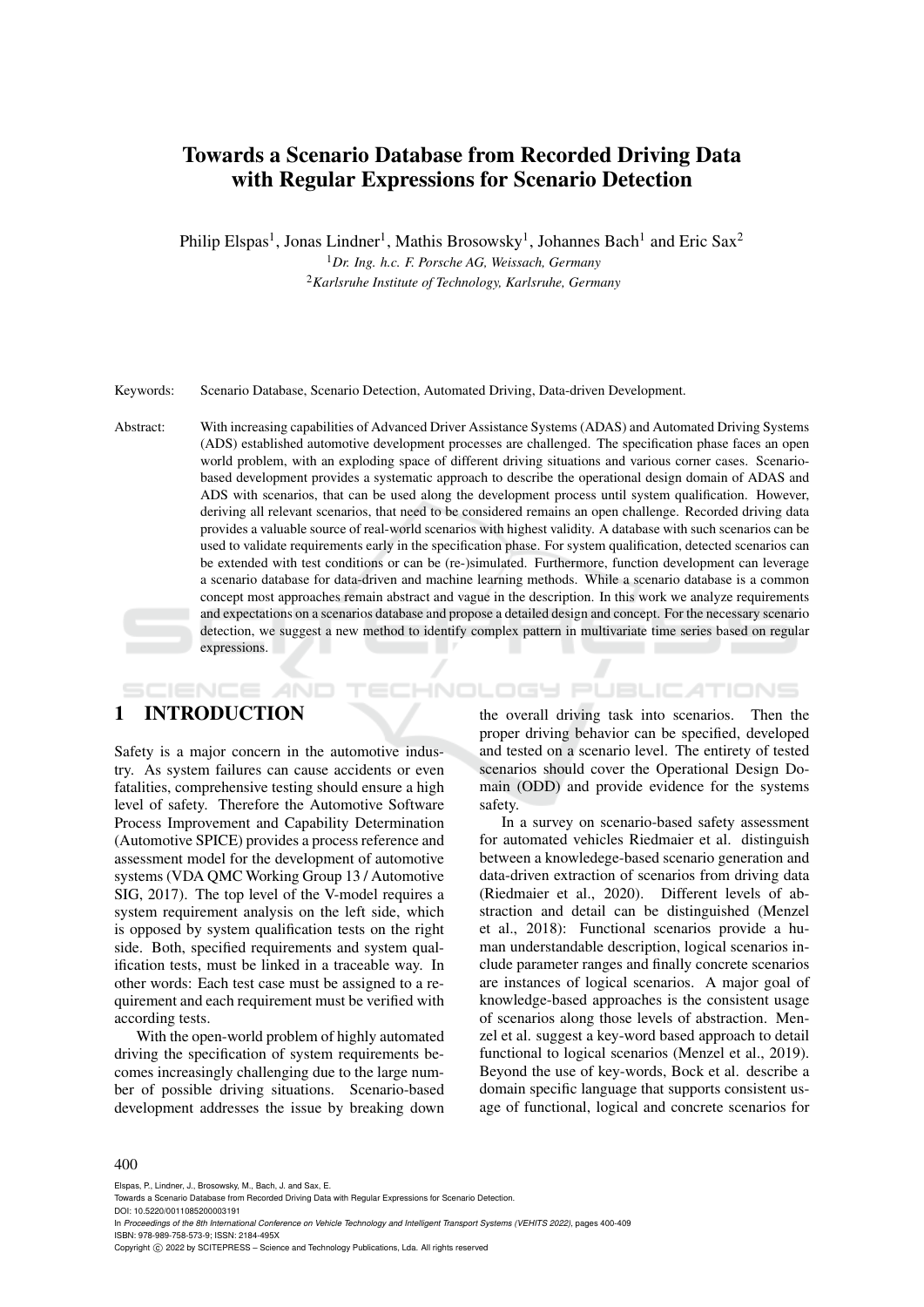# Towards a Scenario Database from Recorded Driving Data with Regular Expressions for Scenario Detection

Philip Elspas[1], Jonas Lindner[1], Mathis Brosowsky[1], Johannes Bach[1] and Eric Sax[2]

[1]*Dr. Ing. h.c. F. Porsche AG, Weissach, Germany*

[2]*Karlsruhe Institute of Technology, Karlsruhe, Germany*

Keywords: Scenario Database, Scenario Detection, Automated Driving, Data-driven Development.

Abstract: With increasing capabilities of Advanced Driver Assistance Systems (ADAS) and Automated Driving Systems (ADS) established automotive development processes are challenged. The specification phase faces an open world problem, with an exploding space of different driving situations and various corner cases. Scenario-based development provides a systematic approach to describe the operational design domain of ADAS and ADS with scenarios, that can be used along the development process until system qualification. However, deriving all relevant scenarios, that need to be considered remains an open challenge. Recorded driving data provides a valuable source of real-world scenarios with highest validity. A database with such scenarios can be used to validate requirements early in the specification phase. For system qualification, detected scenarios can be extended with test conditions or can be (re-)simulated. Furthermore, function development can leverage a scenario database for data-driven and machine learning methods. While a scenario database is a common concept most approaches remain abstract and vague in the description. In this work we analyze requirements and expectations on a scenarios database and propose a detailed design and concept. For the necessary scenario detection, we suggest a new method to identify complex pattern in multivariate time series based on regular expressions.

## 1 INTRODUCTION

Safety is a major concern in the automotive industry. As system failures can cause accidents or even fatalities, comprehensive testing should ensure a high level of safety. Therefore the Automotive Software Process Improvement and Capability Determination (Automotive SPICE) provides a process reference and assessment model for the development of automotive systems (VDA QMC Working Group 13 / Automotive SIG, 2017). The top level of the V-model requires a system requirement analysis on the left side, which is opposed by system qualification tests on the right side. Both, specified requirements and system qualification tests, must be linked in a traceable way. In other words: Each test case must be assigned to a requirement and each requirement must be verified with according tests.

With the open-world problem of highly automated driving the specification of system requirements becomes increasingly challenging due to the large number of possible driving situations. Scenario-based development addresses the issue by breaking down the overall driving task into scenarios. Then the proper driving behavior can be specified, developed and tested on a scenario level. The entirety of tested scenarios should cover the Operational Design Domain (ODD) and provide evidence for the systems safety.

In a survey on scenario-based safety assessment for automated vehicles Riedmaier et al. distinguish between a knowledge-based scenario generation and data-driven extraction of scenarios from driving data (Riedmaier et al., 2020). Different levels of abstraction and detail can be distinguished (Menzel et al., 2018): Functional scenarios provide a human understandable description, logical scenarios include parameter ranges and finally concrete scenarios are instances of logical scenarios. A major goal of knowledge-based approaches is the consistent usage of scenarios along those levels of abstraction. Menzel et al. suggest a key-word based approach to detail functional to logical scenarios (Menzel et al., 2019). Beyond the use of key-words, Bock et al. describe a domain specific language that supports consistent usage of functional, logical and concrete scenarios for

Elspas, P., Lindner, J., Brosowsky, M., Bach, J. and Sax, E.
Towards a Scenario Database from Recorded Driving Data with Regular Expressions for Scenario Detection.
DOI: 10.5220/0011085200003191
In *Proceedings of the 8th International Conference on Vehicle Technology and Intelligent Transport Systems (VEHITS 2022)*, pages 400-409
ISBN: 978-989-758-573-9; ISSN: 2184-495X
Copyright © 2022 by SCITEPRESS – Science and Technology Publications, Lda. All rights reserved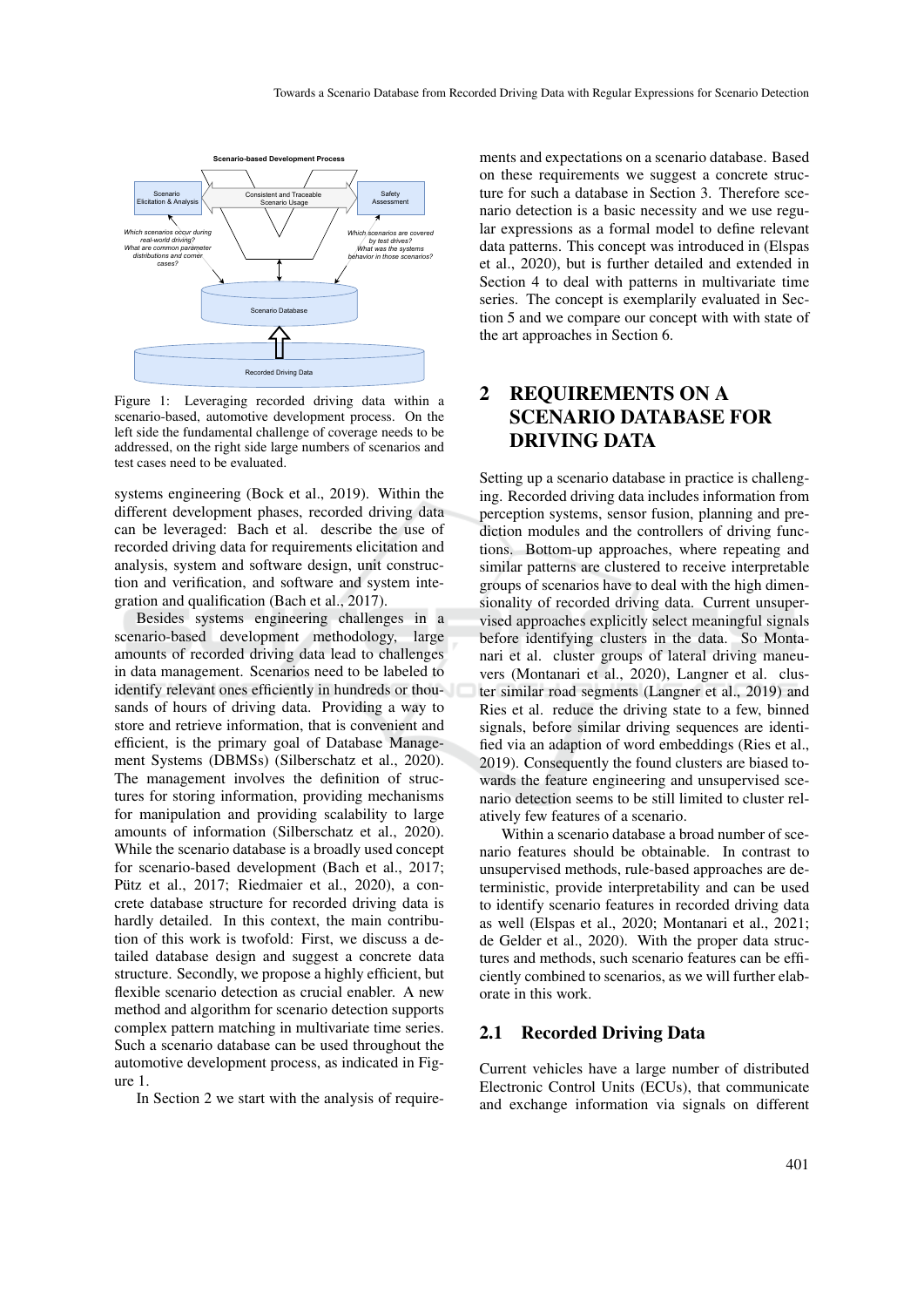Figure 1: Leveraging recorded driving data within a scenario-based, automotive development process. On the left side the fundamental challenge of coverage needs to be addressed, on the right side large numbers of scenarios and test cases need to be evaluated.

systems engineering (Bock et al., 2019). Within the different development phases, recorded driving data can be leveraged: Bach et al. describe the use of recorded driving data for requirements elicitation and analysis, system and software design, unit construction and verification, and software and system integration and qualification (Bach et al., 2017).

Besides systems engineering challenges in a scenario-based development methodology, large amounts of recorded driving data lead to challenges in data management. Scenarios need to be labeled to identify relevant ones efficiently in hundreds or thousands of hours of driving data. Providing a way to store and retrieve information, that is convenient and efficient, is the primary goal of Database Management Systems (DBMSs) (Silberschatz et al., 2020). The management involves the definition of structures for storing information, providing mechanisms for manipulation and providing scalability to large amounts of information (Silberschatz et al., 2020). While the scenario database is a broadly used concept for scenario-based development (Bach et al., 2017; Pütz et al., 2017; Riedmaier et al., 2020), a concrete database structure for recorded driving data is hardly detailed. In this context, the main contribution of this work is twofold: First, we discuss a detailed database design and suggest a concrete data structure. Secondly, we propose a highly efficient, but flexible scenario detection as crucial enabler. A new method and algorithm for scenario detection supports complex pattern matching in multivariate time series. Such a scenario database can be used throughout the automotive development process, as indicated in Figure 1.

In Section 2 we start with the analysis of requirements and expectations on a scenario database. Based on these requirements we suggest a concrete structure for such a database in Section 3. Therefore scenario detection is a basic necessity and we use regular expressions as a formal model to define relevant data patterns. This concept was introduced in (Elspas et al., 2020), but is further detailed and extended in Section 4 to deal with patterns in multivariate time series. The concept is exemplarily evaluated in Section 5 and we compare our concept with with state of the art approaches in Section 6.

# 2 REQUIREMENTS ON A SCENARIO DATABASE FOR DRIVING DATA

Setting up a scenario database in practice is challenging. Recorded driving data includes information from perception systems, sensor fusion, planning and prediction modules and the controllers of driving functions. Bottom-up approaches, where repeating and similar patterns are clustered to receive interpretable groups of scenarios have to deal with the high dimensionality of recorded driving data. Current unsupervised approaches explicitly select meaningful signals before identifying clusters in the data. So Montanari et al. cluster groups of lateral driving maneuvers (Montanari et al., 2020), Langner et al. cluster similar road segments (Langner et al., 2019) and Ries et al. reduce the driving state to a few, binned signals, before similar driving sequences are identified via an adaption of word embeddings (Ries et al., 2019). Consequently the found clusters are biased towards the feature engineering and unsupervised scenario detection seems to be still limited to cluster relatively few features of a scenario.

Within a scenario database a broad number of scenario features should be obtainable. In contrast to unsupervised methods, rule-based approaches are deterministic, provide interpretability and can be used to identify scenario features in recorded driving data as well (Elspas et al., 2020; Montanari et al., 2021; de Gelder et al., 2020). With the proper data structures and methods, such scenario features can be efficiently combined to scenarios, as we will further elaborate in this work.

## 2.1 Recorded Driving Data

Current vehicles have a large number of distributed Electronic Control Units (ECUs), that communicate and exchange information via signals on different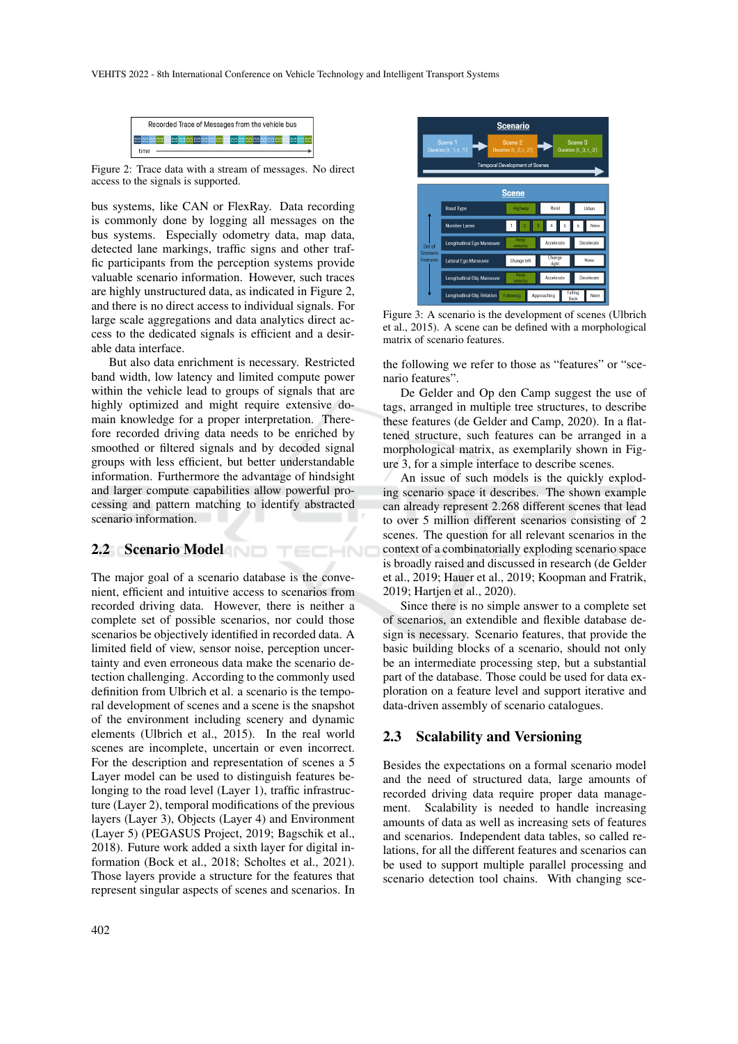Figure 2: Trace data with a stream of messages. No direct access to the signals is supported.

bus systems, like CAN or FlexRay. Data recording is commonly done by logging all messages on the bus systems. Especially odometry data, map data, detected lane markings, traffic signs and other traffic participants from the perception systems provide valuable scenario information. However, such traces are highly unstructured data, as indicated in Figure 2, and there is no direct access to individual signals. For large scale aggregations and data analytics direct access to the dedicated signals is efficient and a desirable data interface.

But also data enrichment is necessary. Restricted band width, low latency and limited compute power within the vehicle lead to groups of signals that are highly optimized and might require extensive domain knowledge for a proper interpretation. Therefore recorded driving data needs to be enriched by smoothed or filtered signals and by decoded signal groups with less efficient, but better understandable information. Furthermore the advantage of hindsight and larger compute capabilities allow powerful processing and pattern matching to identify abstracted scenario information.

## 2.2 Scenario Model

The major goal of a scenario database is the convenient, efficient and intuitive access to scenarios from recorded driving data. However, there is neither a complete set of possible scenarios, nor could those scenarios be objectively identified in recorded data. A limited field of view, sensor noise, perception uncertainty and even erroneous data make the scenario detection challenging. According to the commonly used definition from Ulbrich et al. a scenario is the temporal development of scenes and a scene is the snapshot of the environment including scenery and dynamic elements (Ulbrich et al., 2015). In the real world scenes are incomplete, uncertain or even incorrect. For the description and representation of scenes a 5 Layer model can be used to distinguish features belonging to the road level (Layer 1), traffic infrastructure (Layer 2), temporal modifications of the previous layers (Layer 3), Objects (Layer 4) and Environment (Layer 5) (PEGASUS Project, 2019; Bagschik et al., 2018). Future work added a sixth layer for digital information (Bock et al., 2018; Scholtes et al., 2021). Those layers provide a structure for the features that represent singular aspects of scenes and scenarios. In the following we refer to those as "features" or "scenario features".

Figure 3: A scenario is the development of scenes (Ulbrich et al., 2015). A scene can be defined with a morphological matrix of scenario features.

De Gelder and Op den Camp suggest the use of tags, arranged in multiple tree structures, to describe these features (de Gelder and Camp, 2020). In a flattened structure, such features can be arranged in a morphological matrix, as exemplarily shown in Figure 3, for a simple interface to describe scenes.

An issue of such models is the quickly exploding scenario space it describes. The shown example can already represent 2.268 different scenes that lead to over 5 million different scenarios consisting of 2 scenes. The question for all relevant scenarios in the context of a combinatorially exploding scenario space is broadly raised and discussed in research (de Gelder et al., 2019; Hauer et al., 2019; Koopman and Fratrik, 2019; Hartjen et al., 2020).

Since there is no simple answer to a complete set of scenarios, an extendible and flexible database design is necessary. Scenario features, that provide the basic building blocks of a scenario, should not only be an intermediate processing step, but a substantial part of the database. Those could be used for data exploration on a feature level and support iterative and data-driven assembly of scenario catalogues.

## 2.3 Scalability and Versioning

Besides the expectations on a formal scenario model and the need of structured data, large amounts of recorded driving data require proper data management. Scalability is needed to handle increasing amounts of data as well as increasing sets of features and scenarios. Independent data tables, so called relations, for all the different features and scenarios can be used to support multiple parallel processing and scenario detection tool chains. With changing sce-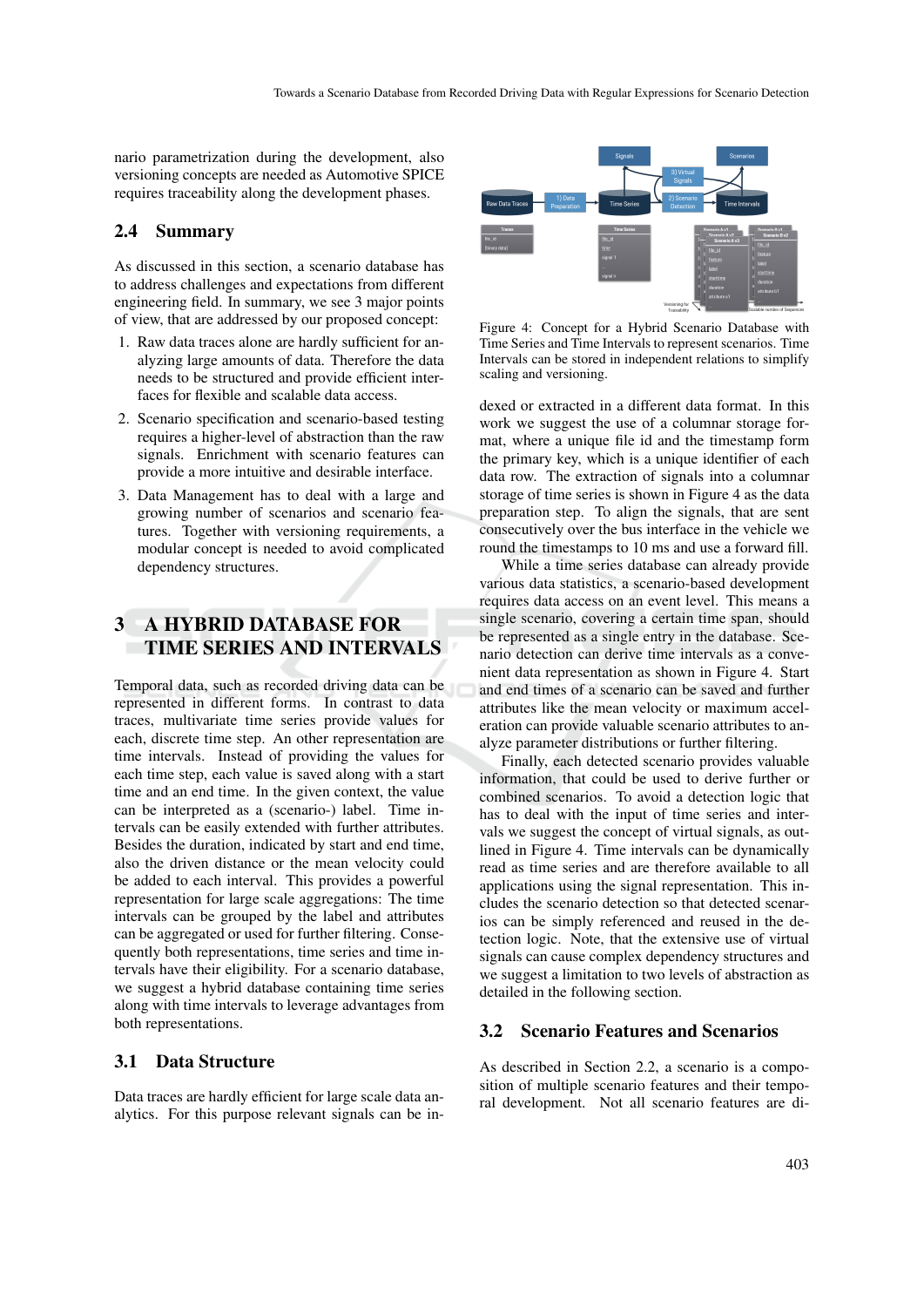nario parametrization during the development, also versioning concepts are needed as Automotive SPICE requires traceability along the development phases.

### 2.4 Summary

As discussed in this section, a scenario database has to address challenges and expectations from different engineering field. In summary, we see 3 major points of view, that are addressed by our proposed concept:

1. Raw data traces alone are hardly sufficient for analyzing large amounts of data. Therefore the data needs to be structured and provide efficient interfaces for flexible and scalable data access.
2. Scenario specification and scenario-based testing requires a higher-level of abstraction than the raw signals. Enrichment with scenario features can provide a more intuitive and desirable interface.
3. Data Management has to deal with a large and growing number of scenarios and scenario features. Together with versioning requirements, a modular concept is needed to avoid complicated dependency structures.

## 3 A HYBRID DATABASE FOR TIME SERIES AND INTERVALS

Temporal data, such as recorded driving data can be represented in different forms. In contrast to data traces, multivariate time series provide values for each, discrete time step. An other representation are time intervals. Instead of providing the values for each time step, each value is saved along with a start time and an end time. In the given context, the value can be interpreted as a (scenario-) label. Time intervals can be easily extended with further attributes. Besides the duration, indicated by start and end time, also the driven distance or the mean velocity could be added to each interval. This provides a powerful representation for large scale aggregations: The time intervals can be grouped by the label and attributes can be aggregated or used for further filtering. Consequently both representations, time series and time intervals have their eligibility. For a scenario database, we suggest a hybrid database containing time series along with time intervals to leverage advantages from both representations.

### 3.1 Data Structure

Data traces are hardly efficient for large scale data analytics. For this purpose relevant signals can be indexed or extracted in a different data format. In this work we suggest the use of a columnar storage format, where a unique file id and the timestamp form the primary key, which is a unique identifier of each data row. The extraction of signals into a columnar storage of time series is shown in Figure 4 as the data preparation step. To align the signals, that are sent consecutively over the bus interface in the vehicle we round the timestamps to 10 ms and use a forward fill.

Figure 4: Concept for a Hybrid Scenario Database with Time Series and Time Intervals to represent scenarios. Time Intervals can be stored in independent relations to simplify scaling and versioning.

While a time series database can already provide various data statistics, a scenario-based development requires data access on an event level. This means a single scenario, covering a certain time span, should be represented as a single entry in the database. Scenario detection can derive time intervals as a convenient data representation as shown in Figure 4. Start and end times of a scenario can be saved and further attributes like the mean velocity or maximum acceleration can provide valuable scenario attributes to analyze parameter distributions or further filtering.

Finally, each detected scenario provides valuable information, that could be used to derive further or combined scenarios. To avoid a detection logic that has to deal with the input of time series and intervals we suggest the concept of virtual signals, as outlined in Figure 4. Time intervals can be dynamically read as time series and are therefore available to all applications using the signal representation. This includes the scenario detection so that detected scenarios can be simply referenced and reused in the detection logic. Note, that the extensive use of virtual signals can cause complex dependency structures and we suggest a limitation to two levels of abstraction as detailed in the following section.

### 3.2 Scenario Features and Scenarios

As described in Section 2.2, a scenario is a composition of multiple scenario features and their temporal development. Not all scenario features are di-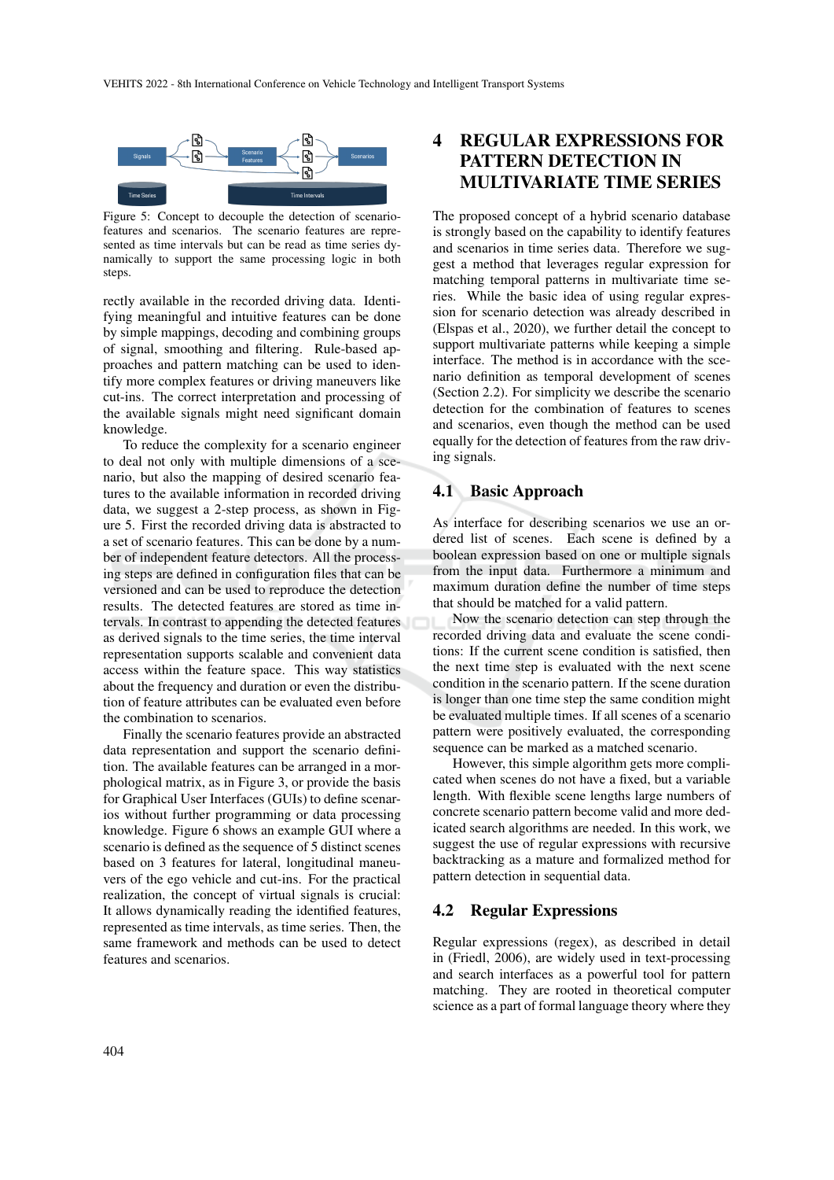Figure 5: Concept to decouple the detection of scenario-features and scenarios. The scenario features are represented as time intervals but can be read as time series dynamically to support the same processing logic in both steps.

rectly available in the recorded driving data. Identifying meaningful and intuitive features can be done by simple mappings, decoding and combining groups of signal, smoothing and filtering. Rule-based approaches and pattern matching can be used to identify more complex features or driving maneuvers like cut-ins. The correct interpretation and processing of the available signals might need significant domain knowledge.

To reduce the complexity for a scenario engineer to deal not only with multiple dimensions of a scenario, but also the mapping of desired scenario features to the available information in recorded driving data, we suggest a 2-step process, as shown in Figure 5. First the recorded driving data is abstracted to a set of scenario features. This can be done by a number of independent feature detectors. All the processing steps are defined in configuration files that can be versioned and can be used to reproduce the detection results. The detected features are stored as time intervals. In contrast to appending the detected features as derived signals to the time series, the time interval representation supports scalable and convenient data access within the feature space. This way statistics about the frequency and duration or even the distribution of feature attributes can be evaluated even before the combination to scenarios.

Finally the scenario features provide an abstracted data representation and support the scenario definition. The available features can be arranged in a morphological matrix, as in Figure 3, or provide the basis for Graphical User Interfaces (GUIs) to define scenarios without further programming or data processing knowledge. Figure 6 shows an example GUI where a scenario is defined as the sequence of 5 distinct scenes based on 3 features for lateral, longitudinal maneuvers of the ego vehicle and cut-ins. For the practical realization, the concept of virtual signals is crucial: It allows dynamically reading the identified features, represented as time intervals, as time series. Then, the same framework and methods can be used to detect features and scenarios.

# 4 REGULAR EXPRESSIONS FOR PATTERN DETECTION IN MULTIVARIATE TIME SERIES

The proposed concept of a hybrid scenario database is strongly based on the capability to identify features and scenarios in time series data. Therefore we suggest a method that leverages regular expression for matching temporal patterns in multivariate time series. While the basic idea of using regular expression for scenario detection was already described in (Elspas et al., 2020), we further detail the concept to support multivariate patterns while keeping a simple interface. The method is in accordance with the scenario definition as temporal development of scenes (Section 2.2). For simplicity we describe the scenario detection for the combination of features to scenes and scenarios, even though the method can be used equally for the detection of features from the raw driving signals.

## 4.1 Basic Approach

As interface for describing scenarios we use an ordered list of scenes. Each scene is defined by a boolean expression based on one or multiple signals from the input data. Furthermore a minimum and maximum duration define the number of time steps that should be matched for a valid pattern.

Now the scenario detection can step through the recorded driving data and evaluate the scene conditions: If the current scene condition is satisfied, then the next time step is evaluated with the next scene condition in the scenario pattern. If the scene duration is longer than one time step the same condition might be evaluated multiple times. If all scenes of a scenario pattern were positively evaluated, the corresponding sequence can be marked as a matched scenario.

However, this simple algorithm gets more complicated when scenes do not have a fixed, but a variable length. With flexible scene lengths large numbers of concrete scenario pattern become valid and more dedicated search algorithms are needed. In this work, we suggest the use of regular expressions with recursive backtracking as a mature and formalized method for pattern detection in sequential data.

## 4.2 Regular Expressions

Regular expressions (regex), as described in detail in (Friedl, 2006), are widely used in text-processing and search interfaces as a powerful tool for pattern matching. They are rooted in theoretical computer science as a part of formal language theory where they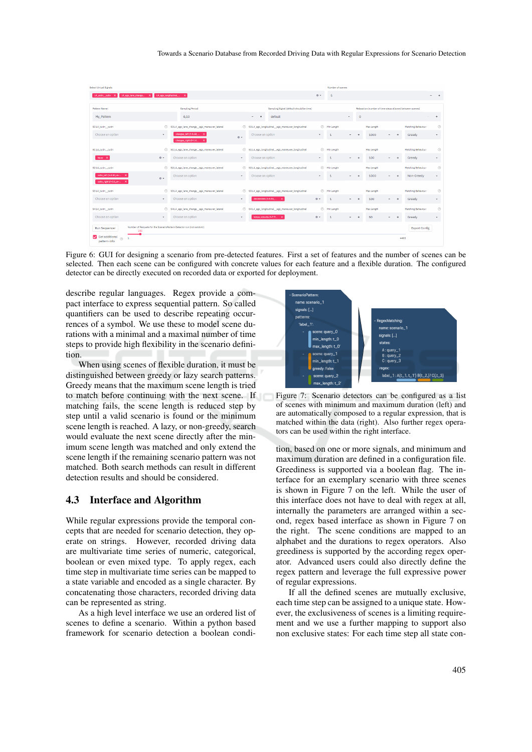Figure 6: GUI for designing a scenario from pre-detected features. First a set of features and the number of scenes can be selected. Then each scene can be configured with concrete values for each feature and a flexible duration. The configured detector can be directly executed on recorded data or exported for deployment.

describe regular languages. Regex provide a compact interface to express sequential pattern. So called quantifiers can be used to describe repeating occurrences of a symbol. We use these to model scene durations with a minimal and a maximal number of time steps to provide high flexibility in the scenario definition.

When using scenes of flexible duration, it must be distinguished between greedy or lazy search patterns. Greedy means that the maximum scene length is tried to match before continuing with the next scene. If matching fails, the scene length is reduced step by step until a valid scenario is found or the minimum scene length is reached. A lazy, or non-greedy, search would evaluate the next scene directly after the minimum scene length was matched and only extend the scene length if the remaining scenario pattern was not matched. Both search methods can result in different detection results and should be considered.

## 4.3 Interface and Algorithm

While regular expressions provide the temporal concepts that are needed for scenario detection, they operate on strings. However, recorded driving data are multivariate time series of numeric, categorical, boolean or even mixed type. To apply regex, each time step in multivariate time series can be mapped to a state variable and encoded as a single character. By concatenating those characters, recorded driving data can be represented as string.

As a high level interface we use an ordered list of scenes to define a scenario. Within a python based framework for scenario detection a boolean condition, based on one or more signals, and minimum and maximum duration are defined in a configuration file. Greediness is supported via a boolean flag. The interface for an exemplary scenario with three scenes is shown in Figure 7 on the left. While the user of this interface does not have to deal with regex at all, internally the parameters are arranged within a second, regex based interface as shown in Figure 7 on the right. The scene conditions are mapped to an alphabet and the durations to regex operators. Also greediness is supported by the according regex operator. Advanced users could also directly define the regex pattern and leverage the full expressive power of regular expressions.

Figure 7: Scenario detectors can be configured as a list of scenes with minimum and maximum duration (left) and are automatically composed to a regular expression, that is matched within the data (right). Also further regex operators can be used within the right interface.

If all the defined scenes are mutually exclusive, each time step can be assigned to a unique state. However, the exclusiveness of scenes is a limiting requirement and we use a further mapping to support also non exclusive states: For each time step all state con-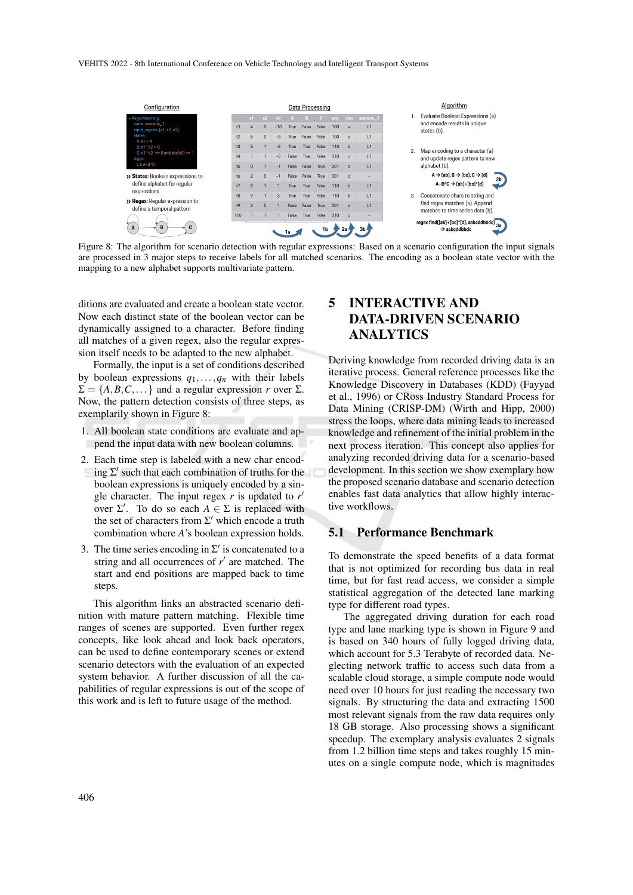Figure 8: The algorithm for scenario detection with regular expressions: Based on a scenario configuration the input signals are processed in 3 major steps to receive labels for all matched scenarios. The encoding as a boolean state vector with the mapping to a new alphabet supports multivariate pattern.

ditions are evaluated and create a boolean state vector. Now each distinct state of the boolean vector can be dynamically assigned to a character. Before finding all matches of a given regex, also the regular expression itself needs to be adapted to the new alphabet.

Formally, the input is a set of conditions described by boolean expressions $q_1,\ldots,q_n$ with their labels $\Sigma = \{A,B,C,\ldots\}$ and a regular expression $r$ over $\Sigma$. Now, the pattern detection consists of three steps, as exemplarily shown in Figure 8:

1. All boolean state conditions are evaluate and append the input data with new boolean columns.
2. Each time step is labeled with a new char encoding $\Sigma'$ such that each combination of truths for the boolean expressions is uniquely encoded by a single character. The input regex $r$ is updated to $r'$ over $\Sigma'$. To do so each $A \in \Sigma$ is replaced with the set of characters from $\Sigma'$ which encode a truth combination where $A$'s boolean expression holds.
3. The time series encoding in $\Sigma'$ is concatenated to a string and all occurrences of $r'$ are matched. The start and end positions are mapped back to time steps.

This algorithm links an abstracted scenario definition with mature pattern matching. Flexible time ranges of scenes are supported. Even further regex concepts, like look ahead and look back operators, can be used to define contemporary scenes or extend scenario detectors with the evaluation of an expected system behavior. A further discussion of all the capabilities of regular expressions is out of the scope of this work and is left to future usage of the method.

# 5 INTERACTIVE AND DATA-DRIVEN SCENARIO ANALYTICS

Deriving knowledge from recorded driving data is an iterative process. General reference processes like the Knowledge Discovery in Databases (KDD) (Fayyad et al., 1996) or CRoss Industry Standard Process for Data Mining (CRISP-DM) (Wirth and Hipp, 2000) stress the loops, where data mining leads to increased knowledge and refinement of the initial problem in the next process iteration. This concept also applies for analyzing recorded driving data for a scenario-based development. In this section we show exemplary how the proposed scenario database and scenario detection enables fast data analytics that allow highly interactive workflows.

## 5.1 Performance Benchmark

To demonstrate the speed benefits of a data format that is not optimized for recording bus data in real time, but for fast read access, we consider a simple statistical aggregation of the detected lane marking type for different road types.

The aggregated driving duration for each road type and lane marking type is shown in Figure 9 and is based on 340 hours of fully logged driving data, which account for 5.3 Terabyte of recorded data. Neglecting network traffic to access such data from a scalable cloud storage, a simple compute node would need over 10 hours for just reading the necessary two signals. By structuring the data and extracting 1500 most relevant signals from the raw data requires only 18 GB storage. Also processing shows a significant speedup. The exemplary analysis evaluates 2 signals from 1.2 billion time steps and takes roughly 15 minutes on a single compute node, which is magnitudes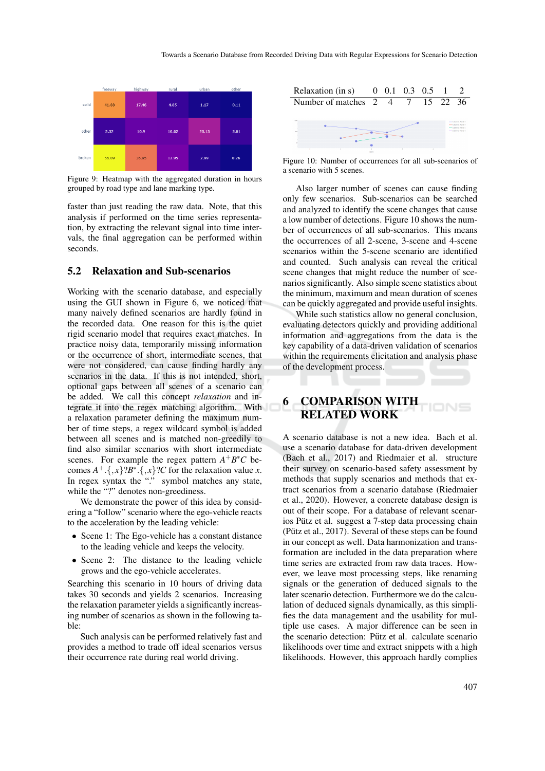Figure 9: Heatmap with the aggregated duration in hours grouped by road type and lane marking type.

faster than just reading the raw data. Note, that this analysis if performed on the time series representation, by extracting the relevant signal into time intervals, the final aggregation can be performed within seconds.

### 5.2 Relaxation and Sub-scenarios

Working with the scenario database, and especially using the GUI shown in Figure 6, we noticed that many naively defined scenarios are hardly found in the recorded data. One reason for this is the quiet rigid scenario model that requires exact matches. In practice noisy data, temporarily missing information or the occurrence of short, intermediate scenes, that were not considered, can cause finding hardly any scenarios in the data. If this is not intended, short, optional gaps between all scenes of a scenario can be added. We call this concept *relaxation* and integrate it into the regex matching algorithm. With a relaxation parameter defining the maximum number of time steps, a regex wildcard symbol is added between all scenes and is matched non-greedily to find also similar scenarios with short intermediate scenes. For example the regex pattern $A^{+}B^{*}C$ becomes $A^{+}.\{,x\}?B^{*}.\{,x\}?C$ for the relaxation value $x$. In regex syntax the "." symbol matches any state, while the "?" denotes non-greediness.

We demonstrate the power of this idea by considering a "follow" scenario where the ego-vehicle reacts to the acceleration by the leading vehicle:

- Scene 1: The Ego-vehicle has a constant distance to the leading vehicle and keeps the velocity.
- Scene 2: The distance to the leading vehicle grows and the ego-vehicle accelerates.

Searching this scenario in 10 hours of driving data takes 30 seconds and yields 2 scenarios. Increasing the relaxation parameter yields a significantly increasing number of scenarios as shown in the following table:

| Relaxation (in s) | 0 | 0.1 | 0.3 | 0.5 | 1 | 2 |
|---|---|---|---|---|---|---|
| Number of matches | 2 | 4 | 7 | 15 | 22 | 36 |

Such analysis can be performed relatively fast and provides a method to trade off ideal scenarios versus their occurrence rate during real world driving.

Figure 10: Number of occurrences for all sub-scenarios of a scenario with 5 scenes.

Also larger number of scenes can cause finding only few scenarios. Sub-scenarios can be searched and analyzed to identify the scene changes that cause a low number of detections. Figure 10 shows the number of occurrences of all sub-scenarios. This means the occurrences of all 2-scene, 3-scene and 4-scene scenarios within the 5-scene scenario are identified and counted. Such analysis can reveal the critical scene changes that might reduce the number of scenarios significantly. Also simple scene statistics about the minimum, maximum and mean duration of scenes can be quickly aggregated and provide useful insights.

While such statistics allow no general conclusion, evaluating detectors quickly and providing additional information and aggregations from the data is the key capability of a data-driven validation of scenarios within the requirements elicitation and analysis phase of the development process.

## 6 COMPARISON WITH RELATED WORK

A scenario database is not a new idea. Bach et al. use a scenario database for data-driven development (Bach et al., 2017) and Riedmaier et al. structure their survey on scenario-based safety assessment by methods that supply scenarios and methods that extract scenarios from a scenario database (Riedmaier et al., 2020). However, a concrete database design is out of their scope. For a database of relevant scenarios Pütz et al. suggest a 7-step data processing chain (Pütz et al., 2017). Several of these steps can be found in our concept as well. Data harmonization and transformation are included in the data preparation where time series are extracted from raw data traces. However, we leave most processing steps, like renaming signals or the generation of deduced signals to the later scenario detection. Furthermore we do the calculation of deduced signals dynamically, as this simplifies the data management and the usability for multiple use cases. A major difference can be seen in the scenario detection: Pütz et al. calculate scenario likelihoods over time and extract snippets with a high likelihoods. However, this approach hardly complies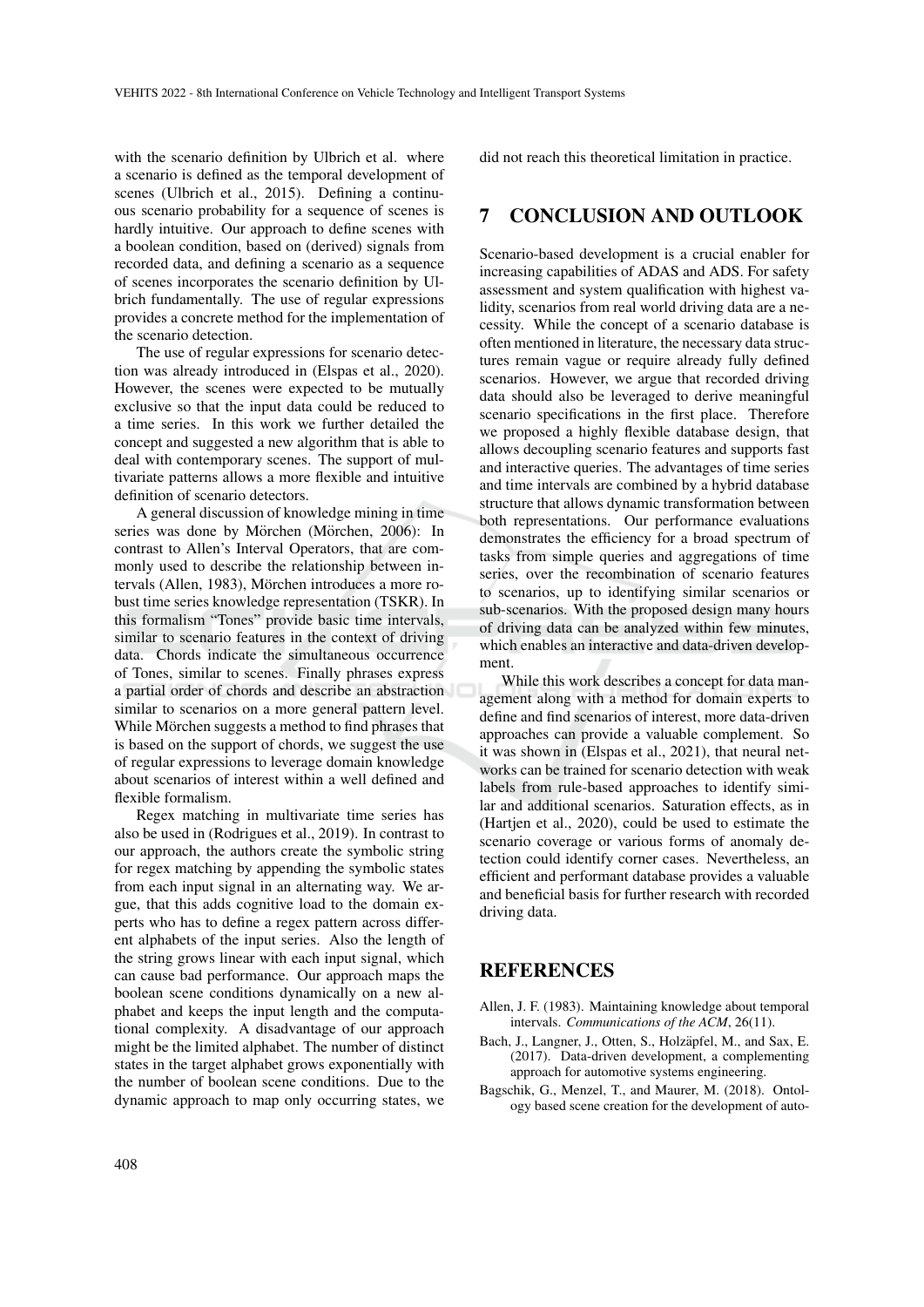with the scenario definition by Ulbrich et al. where a scenario is defined as the temporal development of scenes (Ulbrich et al., 2015). Defining a continuous scenario probability for a sequence of scenes is hardly intuitive. Our approach to define scenes with a boolean condition, based on (derived) signals from recorded data, and defining a scenario as a sequence of scenes incorporates the scenario definition by Ulbrich fundamentally. The use of regular expressions provides a concrete method for the implementation of the scenario detection.

The use of regular expressions for scenario detection was already introduced in (Elspas et al., 2020). However, the scenes were expected to be mutually exclusive so that the input data could be reduced to a time series. In this work we further detailed the concept and suggested a new algorithm that is able to deal with contemporary scenes. The support of multivariate patterns allows a more flexible and intuitive definition of scenario detectors.

A general discussion of knowledge mining in time series was done by Mörchen (Mörchen, 2006): In contrast to Allen's Interval Operators, that are commonly used to describe the relationship between intervals (Allen, 1983), Mörchen introduces a more robust time series knowledge representation (TSKR). In this formalism "Tones" provide basic time intervals, similar to scenario features in the context of driving data. Chords indicate the simultaneous occurrence of Tones, similar to scenes. Finally phrases express a partial order of chords and describe an abstraction similar to scenarios on a more general pattern level. While Mörchen suggests a method to find phrases that is based on the support of chords, we suggest the use of regular expressions to leverage domain knowledge about scenarios of interest within a well defined and flexible formalism.

Regex matching in multivariate time series has also be used in (Rodrigues et al., 2019). In contrast to our approach, the authors create the symbolic string for regex matching by appending the symbolic states from each input signal in an alternating way. We argue, that this adds cognitive load to the domain experts who has to define a regex pattern across different alphabets of the input series. Also the length of the string grows linear with each input signal, which can cause bad performance. Our approach maps the boolean scene conditions dynamically on a new alphabet and keeps the input length and the computational complexity. A disadvantage of our approach might be the limited alphabet. The number of distinct states in the target alphabet grows exponentially with the number of boolean scene conditions. Due to the dynamic approach to map only occurring states, we did not reach this theoretical limitation in practice.

# 7 CONCLUSION AND OUTLOOK

Scenario-based development is a crucial enabler for increasing capabilities of ADAS and ADS. For safety assessment and system qualification with highest validity, scenarios from real world driving data are a necessity. While the concept of a scenario database is often mentioned in literature, the necessary data structures remain vague or require already fully defined scenarios. However, we argue that recorded driving data should also be leveraged to derive meaningful scenario specifications in the first place. Therefore we proposed a highly flexible database design, that allows decoupling scenario features and supports fast and interactive queries. The advantages of time series and time intervals are combined by a hybrid database structure that allows dynamic transformation between both representations. Our performance evaluations demonstrates the efficiency for a broad spectrum of tasks from simple queries and aggregations of time series, over the recombination of scenario features to scenarios, up to identifying similar scenarios or sub-scenarios. With the proposed design many hours of driving data can be analyzed within few minutes, which enables an interactive and data-driven development.

While this work describes a concept for data management along with a method for domain experts to define and find scenarios of interest, more data-driven approaches can provide a valuable complement. So it was shown in (Elspas et al., 2021), that neural networks can be trained for scenario detection with weak labels from rule-based approaches to identify similar and additional scenarios. Saturation effects, as in (Hartjen et al., 2020), could be used to estimate the scenario coverage or various forms of anomaly detection could identify corner cases. Nevertheless, an efficient and performant database provides a valuable and beneficial basis for further research with recorded driving data.

# REFERENCES

Allen, J. F. (1983). Maintaining knowledge about temporal intervals. *Communications of the ACM*, 26(11).

Bach, J., Langner, J., Otten, S., Holzäpfel, M., and Sax, E. (2017). Data-driven development, a complementing approach for automotive systems engineering.

Bagschik, G., Menzel, T., and Maurer, M. (2018). Ontology based scene creation for the development of auto-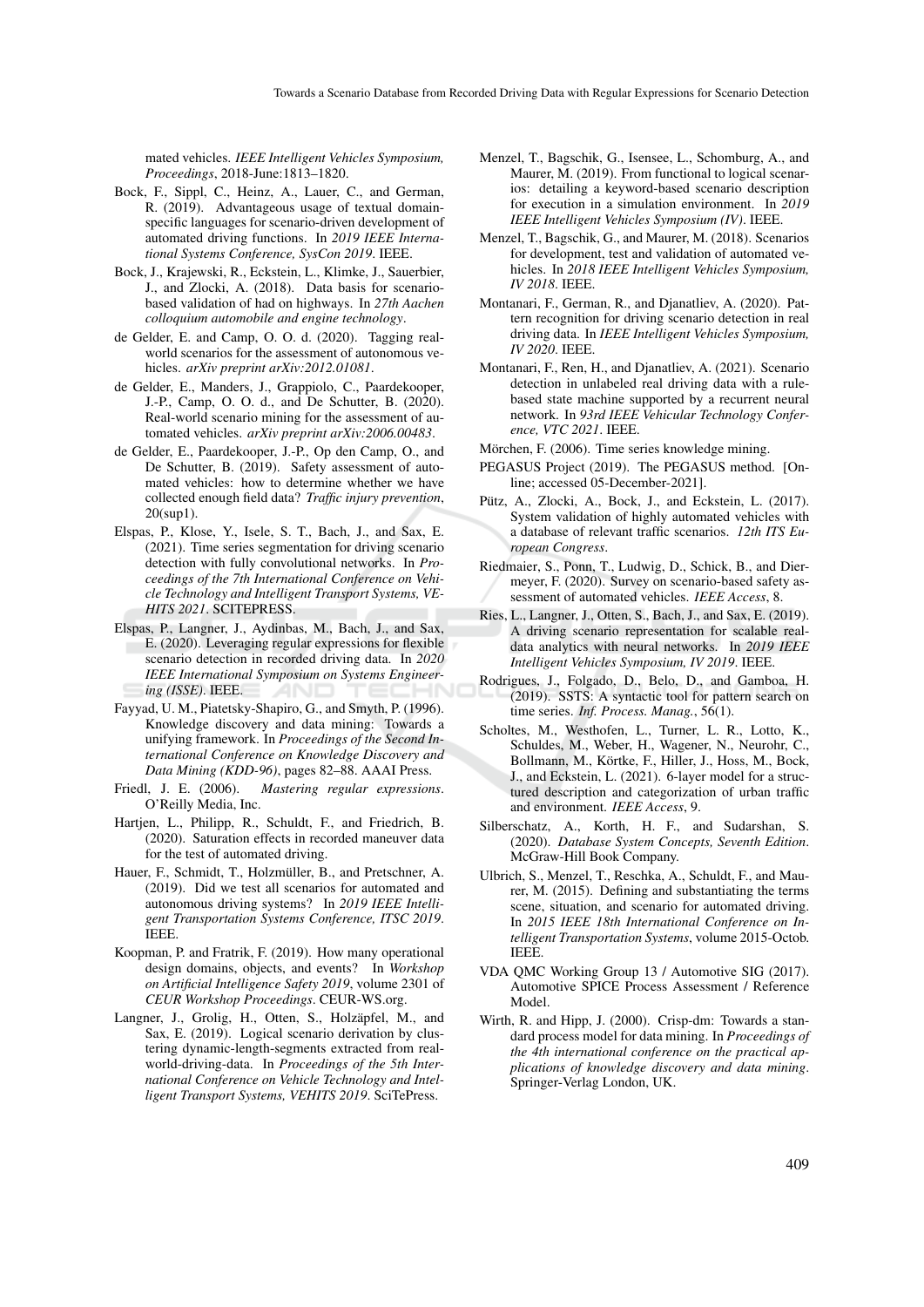mated vehicles. *IEEE Intelligent Vehicles Symposium, Proceedings*, 2018-June:1813–1820.

Bock, F., Sippl, C., Heinz, A., Lauer, C., and German, R. (2019). Advantageous usage of textual domain-specific languages for scenario-driven development of automated driving functions. In *2019 IEEE International Systems Conference, SysCon 2019*. IEEE.

Bock, J., Krajewski, R., Eckstein, L., Klimke, J., Sauerbier, J., and Zlocki, A. (2018). Data basis for scenario-based validation of had on highways. In *27th Aachen colloquium automobile and engine technology*.

de Gelder, E. and Camp, O. O. d. (2020). Tagging real-world scenarios for the assessment of autonomous vehicles. *arXiv preprint arXiv:2012.01081*.

de Gelder, E., Manders, J., Grappiolo, C., Paardekooper, J.-P., Camp, O. O. d., and De Schutter, B. (2020). Real-world scenario mining for the assessment of automated vehicles. *arXiv preprint arXiv:2006.00483*.

de Gelder, E., Paardekooper, J.-P., Op den Camp, O., and De Schutter, B. (2019). Safety assessment of automated vehicles: how to determine whether we have collected enough field data? *Traffic injury prevention*, 20(sup1).

Elspas, P., Klose, Y., Isele, S. T., Bach, J., and Sax, E. (2021). Time series segmentation for driving scenario detection with fully convolutional networks. In *Proceedings of the 7th International Conference on Vehicle Technology and Intelligent Transport Systems, VEHITS 2021*. SCITEPRESS.

Elspas, P., Langner, J., Aydinbas, M., Bach, J., and Sax, E. (2020). Leveraging regular expressions for flexible scenario detection in recorded driving data. In *2020 IEEE International Symposium on Systems Engineering (ISSE)*. IEEE.

Fayyad, U. M., Piatetsky-Shapiro, G., and Smyth, P. (1996). Knowledge discovery and data mining: Towards a unifying framework. In *Proceedings of the Second International Conference on Knowledge Discovery and Data Mining (KDD-96)*, pages 82–88. AAAI Press.

Friedl, J. E. (2006). *Mastering regular expressions*. O'Reilly Media, Inc.

Hartjen, L., Philipp, R., Schuldt, F., and Friedrich, B. (2020). Saturation effects in recorded maneuver data for the test of automated driving.

Hauer, F., Schmidt, T., Holzmüller, B., and Pretschner, A. (2019). Did we test all scenarios for automated and autonomous driving systems? In *2019 IEEE Intelligent Transportation Systems Conference, ITSC 2019*. IEEE.

Koopman, P. and Fratrik, F. (2019). How many operational design domains, objects, and events? In *Workshop on Artificial Intelligence Safety 2019*, volume 2301 of *CEUR Workshop Proceedings*. CEUR-WS.org.

Langner, J., Grolig, H., Otten, S., Holzäpfel, M., and Sax, E. (2019). Logical scenario derivation by clustering dynamic-length-segments extracted from real-world-driving-data. In *Proceedings of the 5th International Conference on Vehicle Technology and Intelligent Transport Systems, VEHITS 2019*. SciTePress.

Menzel, T., Bagschik, G., Isensee, L., Schomburg, A., and Maurer, M. (2019). From functional to logical scenarios: detailing a keyword-based scenario description for execution in a simulation environment. In *2019 IEEE Intelligent Vehicles Symposium (IV)*. IEEE.

Menzel, T., Bagschik, G., and Maurer, M. (2018). Scenarios for development, test and validation of automated vehicles. In *2018 IEEE Intelligent Vehicles Symposium, IV 2018*. IEEE.

Montanari, F., German, R., and Djanatliev, A. (2020). Pattern recognition for driving scenario detection in real driving data. In *IEEE Intelligent Vehicles Symposium, IV 2020*. IEEE.

Montanari, F., Ren, H., and Djanatliev, A. (2021). Scenario detection in unlabeled real driving data with a rule-based state machine supported by a recurrent neural network. In *93rd IEEE Vehicular Technology Conference, VTC 2021*. IEEE.

Mörchen, F. (2006). Time series knowledge mining.

PEGASUS Project (2019). The PEGASUS method. [Online; accessed 05-December-2021].

Pütz, A., Zlocki, A., Bock, J., and Eckstein, L. (2017). System validation of highly automated vehicles with a database of relevant traffic scenarios. *12th ITS European Congress*.

Riedmaier, S., Ponn, T., Ludwig, D., Schick, B., and Diermeyer, F. (2020). Survey on scenario-based safety assessment of automated vehicles. *IEEE Access*, 8.

Ries, L., Langner, J., Otten, S., Bach, J., and Sax, E. (2019). A driving scenario representation for scalable real-data analytics with neural networks. In *2019 IEEE Intelligent Vehicles Symposium, IV 2019*. IEEE.

Rodrigues, J., Folgado, D., Belo, D., and Gamboa, H. (2019). SSTS: A syntactic tool for pattern search on time series. *Inf. Process. Manag.*, 56(1).

Scholtes, M., Westhofen, L., Turner, L. R., Lotto, K., Schuldes, M., Weber, H., Wagener, N., Neurohr, C., Bollmann, M., Körtke, F., Hiller, J., Hoss, M., Bock, J., and Eckstein, L. (2021). 6-layer model for a structured description and categorization of urban traffic and environment. *IEEE Access*, 9.

Silberschatz, A., Korth, H. F., and Sudarshan, S. (2020). *Database System Concepts, Seventh Edition*. McGraw-Hill Book Company.

Ulbrich, S., Menzel, T., Reschka, A., Schuldt, F., and Maurer, M. (2015). Defining and substantiating the terms scene, situation, and scenario for automated driving. In *2015 IEEE 18th International Conference on Intelligent Transportation Systems*, volume 2015-Octob. IEEE.

VDA QMC Working Group 13 / Automotive SIG (2017). Automotive SPICE Process Assessment / Reference Model.

Wirth, R. and Hipp, J. (2000). Crisp-dm: Towards a standard process model for data mining. In *Proceedings of the 4th international conference on the practical applications of knowledge discovery and data mining*. Springer-Verlag London, UK.